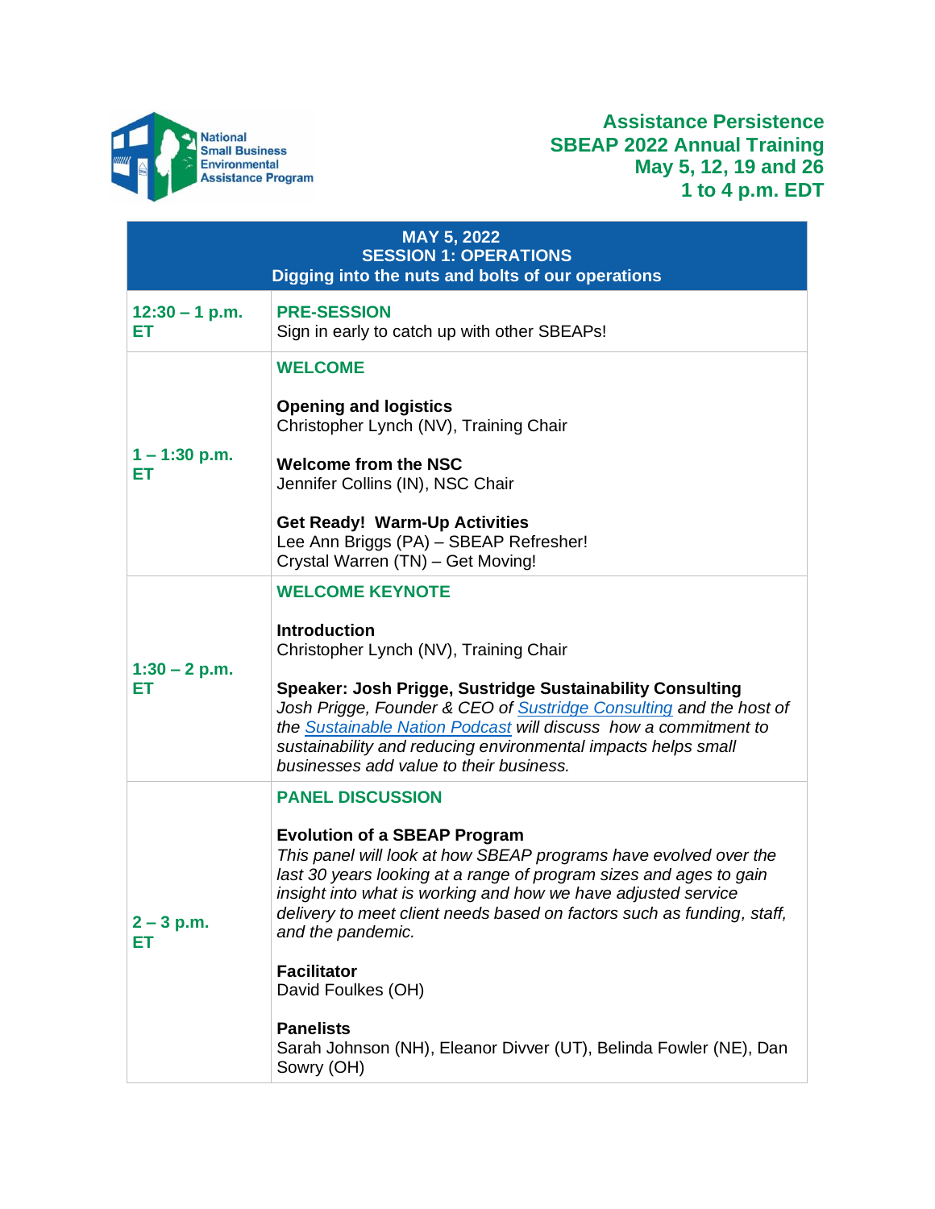National Small Business Environmental Assistance Program

**Assistance Persistence**
**SBEAP 2022 Annual Training**
**May 5, 12, 19 and 26**
**1 to 4 p.m. EDT**

| MAY 5, 2022<br>SESSION 1: OPERATIONS<br>Digging into the nuts and bolts of our operations | |
|---|---|
| **12:30 – 1 p.m. ET** | **PRE-SESSION**<br>Sign in early to catch up with other SBEAPs! |
| **1 – 1:30 p.m. ET** | **WELCOME**<br><br>**Opening and logistics**<br>Christopher Lynch (NV), Training Chair<br><br>**Welcome from the NSC**<br>Jennifer Collins (IN), NSC Chair<br><br>**Get Ready!  Warm-Up Activities**<br>Lee Ann Briggs (PA) – SBEAP Refresher!<br>Crystal Warren (TN) – Get Moving! |
| **1:30 – 2 p.m. ET** | **WELCOME KEYNOTE**<br><br>**Introduction**<br>Christopher Lynch (NV), Training Chair<br><br>**Speaker: Josh Prigge, Sustridge Sustainability Consulting**<br>*Josh Prigge, Founder & CEO of [Sustridge Consulting] and the host of the [Sustainable Nation Podcast] will discuss how a commitment to sustainability and reducing environmental impacts helps small businesses add value to their business.* |
| **2 – 3 p.m. ET** | **PANEL DISCUSSION**<br><br>**Evolution of a SBEAP Program**<br>*This panel will look at how SBEAP programs have evolved over the last 30 years looking at a range of program sizes and ages to gain insight into what is working and how we have adjusted service delivery to meet client needs based on factors such as funding, staff, and the pandemic.*<br><br>**Facilitator**<br>David Foulkes (OH)<br><br>**Panelists**<br>Sarah Johnson (NH), Eleanor Divver (UT), Belinda Fowler (NE), Dan Sowry (OH) |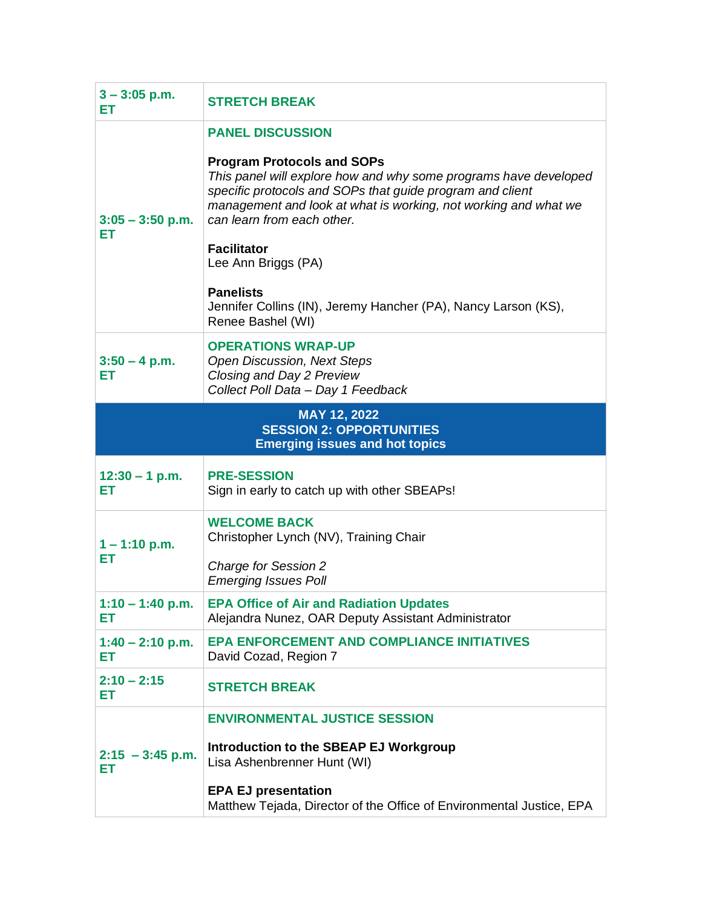| | |
|---|---|
| **3 – 3:05 p.m. ET** | **STRETCH BREAK** |
| **3:05 – 3:50 p.m. ET** | **PANEL DISCUSSION**<br><br>**Program Protocols and SOPs**<br>*This panel will explore how and why some programs have developed specific protocols and SOPs that guide program and client management and look at what is working, not working and what we can learn from each other.*<br><br>**Facilitator**<br>Lee Ann Briggs (PA)<br><br>**Panelists**<br>Jennifer Collins (IN), Jeremy Hancher (PA), Nancy Larson (KS), Renee Bashel (WI) |
| **3:50 – 4 p.m. ET** | **OPERATIONS WRAP-UP**<br>*Open Discussion, Next Steps*<br>*Closing and Day 2 Preview*<br>*Collect Poll Data – Day 1 Feedback* |
| **MAY 12, 2022**<br>**SESSION 2: OPPORTUNITIES**<br>**Emerging issues and hot topics** | |
| **12:30 – 1 p.m. ET** | **PRE-SESSION**<br>Sign in early to catch up with other SBEAPs! |
| **1 – 1:10 p.m. ET** | **WELCOME BACK**<br>Christopher Lynch (NV), Training Chair<br><br>*Charge for Session 2*<br>*Emerging Issues Poll* |
| **1:10 – 1:40 p.m. ET** | **EPA Office of Air and Radiation Updates**<br>Alejandra Nunez, OAR Deputy Assistant Administrator |
| **1:40 – 2:10 p.m. ET** | **EPA ENFORCEMENT AND COMPLIANCE INITIATIVES**<br>David Cozad, Region 7 |
| **2:10 – 2:15 ET** | **STRETCH BREAK** |
| **2:15 – 3:45 p.m. ET** | **ENVIRONMENTAL JUSTICE SESSION**<br><br>**Introduction to the SBEAP EJ Workgroup**<br>Lisa Ashenbrenner Hunt (WI)<br><br>**EPA EJ presentation**<br>Matthew Tejada, Director of the Office of Environmental Justice, EPA |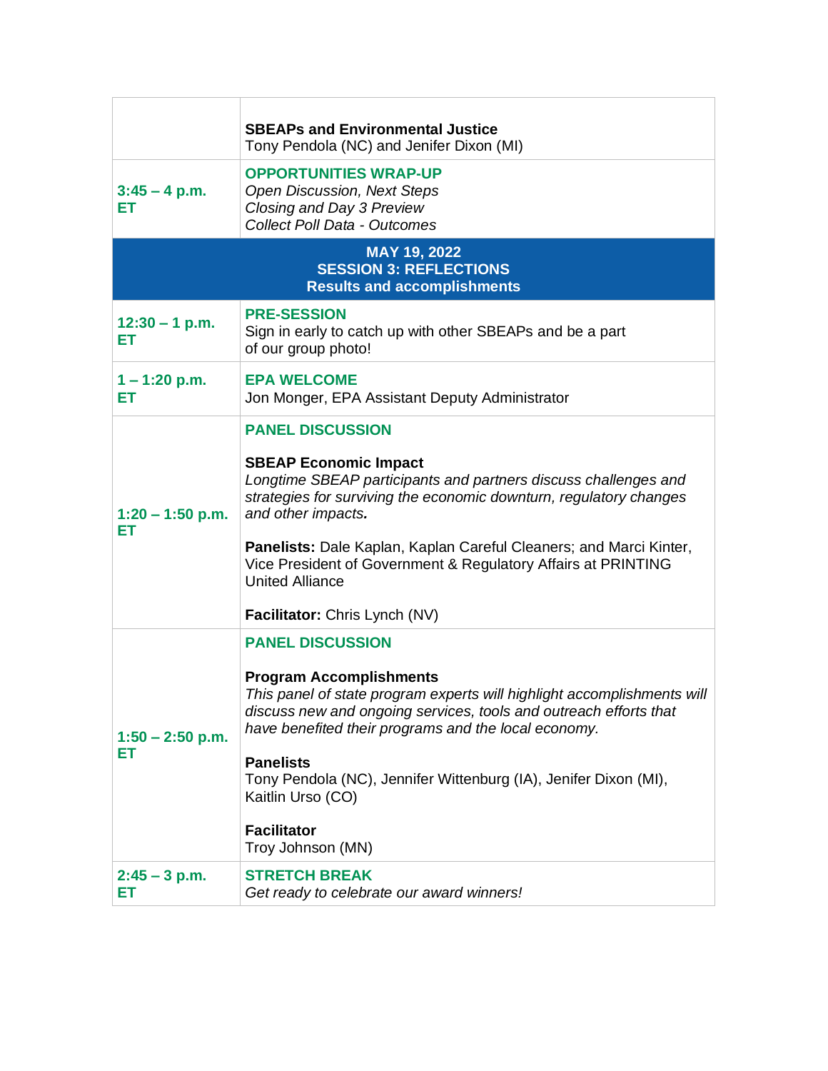| | |
|---|---|
| | **SBEAPs and Environmental Justice**<br>Tony Pendola (NC) and Jenifer Dixon (MI) |
| **3:45 – 4 p.m. ET** | **OPPORTUNITIES WRAP-UP**<br>*Open Discussion, Next Steps*<br>*Closing and Day 3 Preview*<br>*Collect Poll Data - Outcomes* |
| **MAY 19, 2022**<br>**SESSION 3: REFLECTIONS**<br>**Results and accomplishments** | |
| **12:30 – 1 p.m. ET** | **PRE-SESSION**<br>Sign in early to catch up with other SBEAPs and be a part of our group photo! |
| **1 – 1:20 p.m. ET** | **EPA WELCOME**<br>Jon Monger, EPA Assistant Deputy Administrator |
| **1:20 – 1:50 p.m. ET** | **PANEL DISCUSSION**<br><br>**SBEAP Economic Impact**<br>*Longtime SBEAP participants and partners discuss challenges and strategies for surviving the economic downturn, regulatory changes and other impacts.*<br><br>**Panelists:** Dale Kaplan, Kaplan Careful Cleaners; and Marci Kinter, Vice President of Government & Regulatory Affairs at PRINTING United Alliance<br><br>**Facilitator:** Chris Lynch (NV) |
| **1:50 – 2:50 p.m. ET** | **PANEL DISCUSSION**<br><br>**Program Accomplishments**<br>*This panel of state program experts will highlight accomplishments will discuss new and ongoing services, tools and outreach efforts that have benefited their programs and the local economy.*<br><br>**Panelists**<br>Tony Pendola (NC), Jennifer Wittenburg (IA), Jenifer Dixon (MI), Kaitlin Urso (CO)<br><br>**Facilitator**<br>Troy Johnson (MN) |
| **2:45 – 3 p.m. ET** | **STRETCH BREAK**<br>*Get ready to celebrate our award winners!* |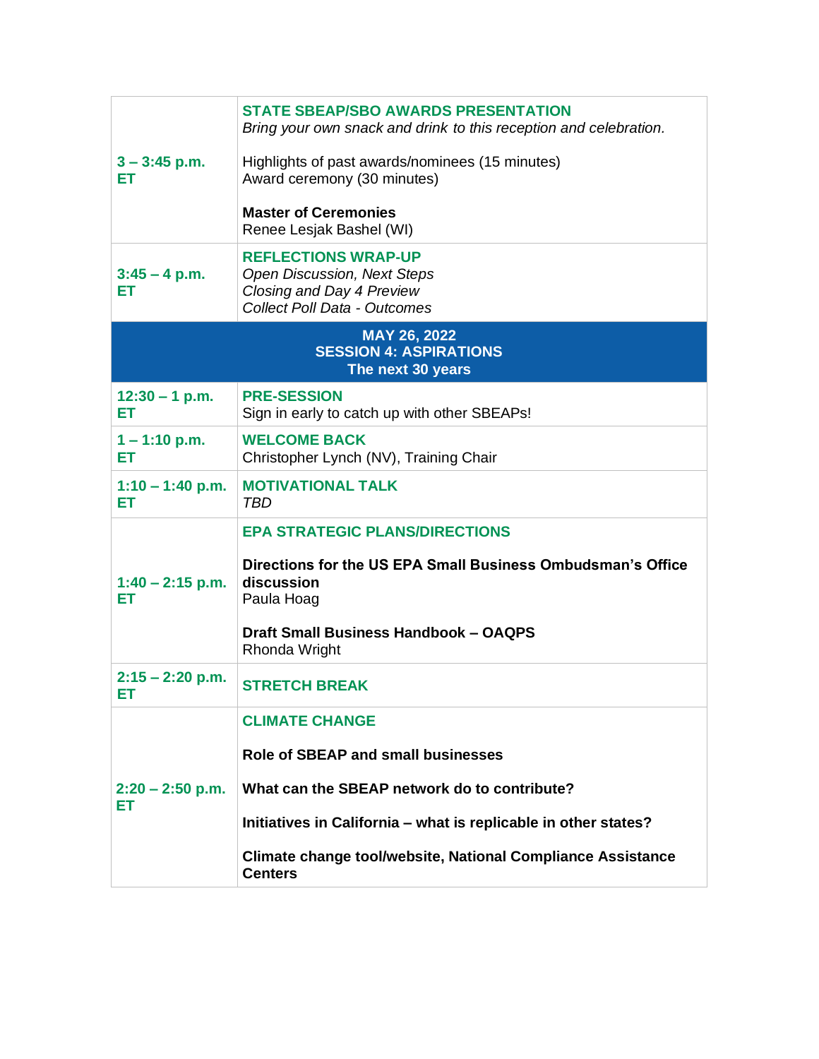| | |
|---|---|
| **3 – 3:45 p.m. ET** | **STATE SBEAP/SBO AWARDS PRESENTATION**<br>*Bring your own snack and drink to this reception and celebration.*<br><br>Highlights of past awards/nominees (15 minutes)<br>Award ceremony (30 minutes)<br><br>**Master of Ceremonies**<br>Renee Lesjak Bashel (WI) |
| **3:45 – 4 p.m. ET** | **REFLECTIONS WRAP-UP**<br>*Open Discussion, Next Steps*<br>*Closing and Day 4 Preview*<br>*Collect Poll Data - Outcomes* |
| **MAY 26, 2022**<br>**SESSION 4: ASPIRATIONS**<br>**The next 30 years** | |
| **12:30 – 1 p.m. ET** | **PRE-SESSION**<br>Sign in early to catch up with other SBEAPs! |
| **1 – 1:10 p.m. ET** | **WELCOME BACK**<br>Christopher Lynch (NV), Training Chair |
| **1:10 – 1:40 p.m. ET** | **MOTIVATIONAL TALK**<br>*TBD* |
| **1:40 – 2:15 p.m. ET** | **EPA STRATEGIC PLANS/DIRECTIONS**<br><br>**Directions for the US EPA Small Business Ombudsman's Office discussion**<br>Paula Hoag<br><br>**Draft Small Business Handbook – OAQPS**<br>Rhonda Wright |
| **2:15 – 2:20 p.m. ET** | **STRETCH BREAK** |
| **2:20 – 2:50 p.m. ET** | **CLIMATE CHANGE**<br><br>**Role of SBEAP and small businesses**<br><br>**What can the SBEAP network do to contribute?**<br><br>**Initiatives in California – what is replicable in other states?**<br><br>**Climate change tool/website, National Compliance Assistance Centers** |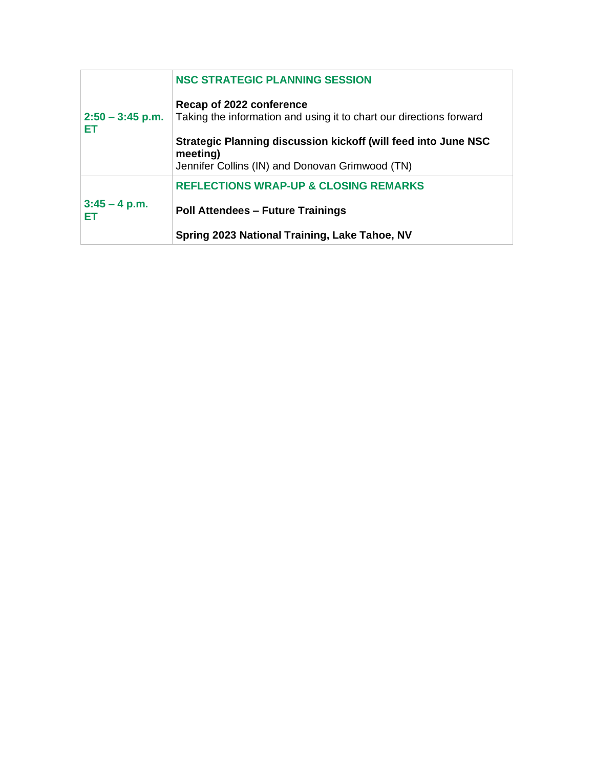| | |
|---|---|
| **2:50 – 3:45 p.m. ET** | **NSC STRATEGIC PLANNING SESSION**<br><br>**Recap of 2022 conference**<br>Taking the information and using it to chart our directions forward<br><br>**Strategic Planning discussion kickoff (will feed into June NSC meeting)**<br>Jennifer Collins (IN) and Donovan Grimwood (TN) |
| **3:45 – 4 p.m. ET** | **REFLECTIONS WRAP-UP & CLOSING REMARKS**<br><br>**Poll Attendees – Future Trainings**<br><br>**Spring 2023 National Training, Lake Tahoe, NV** |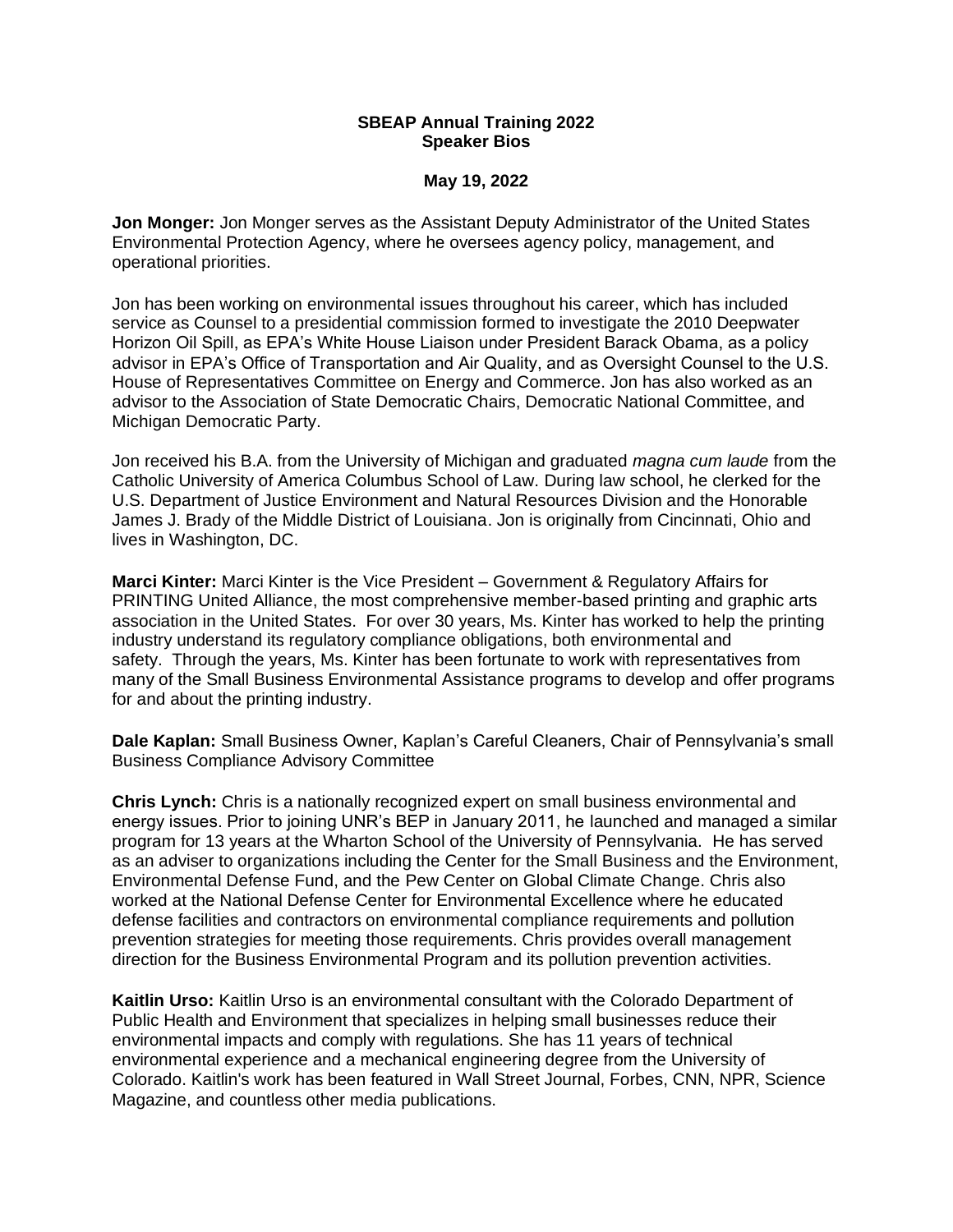**SBEAP Annual Training 2022**
**Speaker Bios**

**May 19, 2022**

**Jon Monger:** Jon Monger serves as the Assistant Deputy Administrator of the United States Environmental Protection Agency, where he oversees agency policy, management, and operational priorities.

Jon has been working on environmental issues throughout his career, which has included service as Counsel to a presidential commission formed to investigate the 2010 Deepwater Horizon Oil Spill, as EPA's White House Liaison under President Barack Obama, as a policy advisor in EPA's Office of Transportation and Air Quality, and as Oversight Counsel to the U.S. House of Representatives Committee on Energy and Commerce. Jon has also worked as an advisor to the Association of State Democratic Chairs, Democratic National Committee, and Michigan Democratic Party.

Jon received his B.A. from the University of Michigan and graduated *magna cum laude* from the Catholic University of America Columbus School of Law. During law school, he clerked for the U.S. Department of Justice Environment and Natural Resources Division and the Honorable James J. Brady of the Middle District of Louisiana. Jon is originally from Cincinnati, Ohio and lives in Washington, DC.

**Marci Kinter:** Marci Kinter is the Vice President – Government & Regulatory Affairs for PRINTING United Alliance, the most comprehensive member-based printing and graphic arts association in the United States. For over 30 years, Ms. Kinter has worked to help the printing industry understand its regulatory compliance obligations, both environmental and safety. Through the years, Ms. Kinter has been fortunate to work with representatives from many of the Small Business Environmental Assistance programs to develop and offer programs for and about the printing industry.

**Dale Kaplan:** Small Business Owner, Kaplan's Careful Cleaners, Chair of Pennsylvania's small Business Compliance Advisory Committee

**Chris Lynch:** Chris is a nationally recognized expert on small business environmental and energy issues. Prior to joining UNR's BEP in January 2011, he launched and managed a similar program for 13 years at the Wharton School of the University of Pennsylvania. He has served as an adviser to organizations including the Center for the Small Business and the Environment, Environmental Defense Fund, and the Pew Center on Global Climate Change. Chris also worked at the National Defense Center for Environmental Excellence where he educated defense facilities and contractors on environmental compliance requirements and pollution prevention strategies for meeting those requirements. Chris provides overall management direction for the Business Environmental Program and its pollution prevention activities.

**Kaitlin Urso:** Kaitlin Urso is an environmental consultant with the Colorado Department of Public Health and Environment that specializes in helping small businesses reduce their environmental impacts and comply with regulations. She has 11 years of technical environmental experience and a mechanical engineering degree from the University of Colorado. Kaitlin's work has been featured in Wall Street Journal, Forbes, CNN, NPR, Science Magazine, and countless other media publications.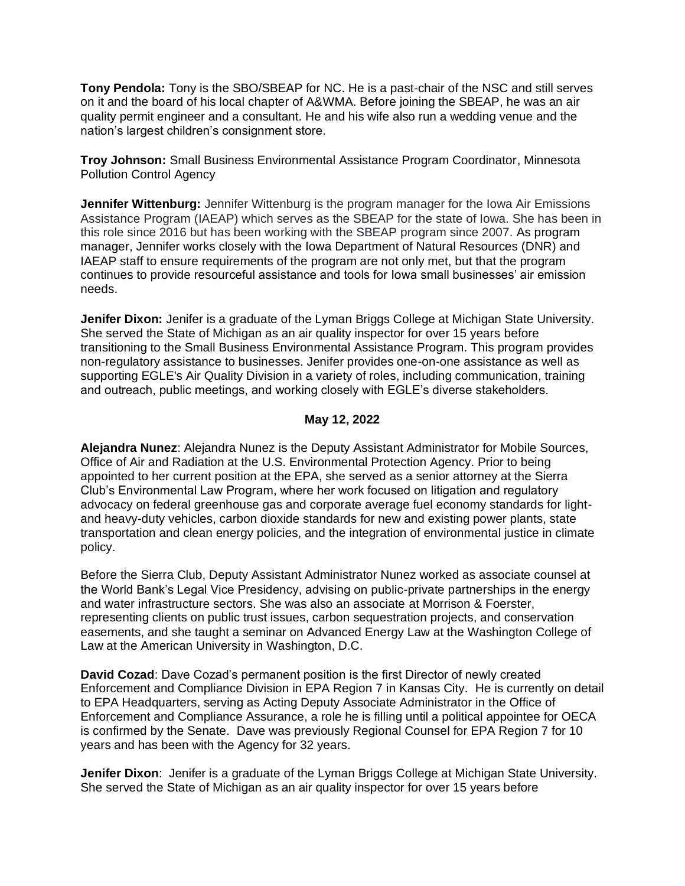**Tony Pendola:** Tony is the SBO/SBEAP for NC. He is a past-chair of the NSC and still serves on it and the board of his local chapter of A&WMA. Before joining the SBEAP, he was an air quality permit engineer and a consultant. He and his wife also run a wedding venue and the nation's largest children's consignment store.

**Troy Johnson:** Small Business Environmental Assistance Program Coordinator, Minnesota Pollution Control Agency

**Jennifer Wittenburg:** Jennifer Wittenburg is the program manager for the Iowa Air Emissions Assistance Program (IAEAP) which serves as the SBEAP for the state of Iowa. She has been in this role since 2016 but has been working with the SBEAP program since 2007. As program manager, Jennifer works closely with the Iowa Department of Natural Resources (DNR) and IAEAP staff to ensure requirements of the program are not only met, but that the program continues to provide resourceful assistance and tools for Iowa small businesses' air emission needs.

**Jenifer Dixon:** Jenifer is a graduate of the Lyman Briggs College at Michigan State University. She served the State of Michigan as an air quality inspector for over 15 years before transitioning to the Small Business Environmental Assistance Program. This program provides non-regulatory assistance to businesses. Jenifer provides one-on-one assistance as well as supporting EGLE's Air Quality Division in a variety of roles, including communication, training and outreach, public meetings, and working closely with EGLE's diverse stakeholders.

**May 12, 2022**

**Alejandra Nunez**: Alejandra Nunez is the Deputy Assistant Administrator for Mobile Sources, Office of Air and Radiation at the U.S. Environmental Protection Agency. Prior to being appointed to her current position at the EPA, she served as a senior attorney at the Sierra Club's Environmental Law Program, where her work focused on litigation and regulatory advocacy on federal greenhouse gas and corporate average fuel economy standards for light- and heavy-duty vehicles, carbon dioxide standards for new and existing power plants, state transportation and clean energy policies, and the integration of environmental justice in climate policy.

Before the Sierra Club, Deputy Assistant Administrator Nunez worked as associate counsel at the World Bank's Legal Vice Presidency, advising on public-private partnerships in the energy and water infrastructure sectors. She was also an associate at Morrison & Foerster, representing clients on public trust issues, carbon sequestration projects, and conservation easements, and she taught a seminar on Advanced Energy Law at the Washington College of Law at the American University in Washington, D.C.

**David Cozad**: Dave Cozad's permanent position is the first Director of newly created Enforcement and Compliance Division in EPA Region 7 in Kansas City. He is currently on detail to EPA Headquarters, serving as Acting Deputy Associate Administrator in the Office of Enforcement and Compliance Assurance, a role he is filling until a political appointee for OECA is confirmed by the Senate. Dave was previously Regional Counsel for EPA Region 7 for 10 years and has been with the Agency for 32 years.

**Jenifer Dixon**: Jenifer is a graduate of the Lyman Briggs College at Michigan State University. She served the State of Michigan as an air quality inspector for over 15 years before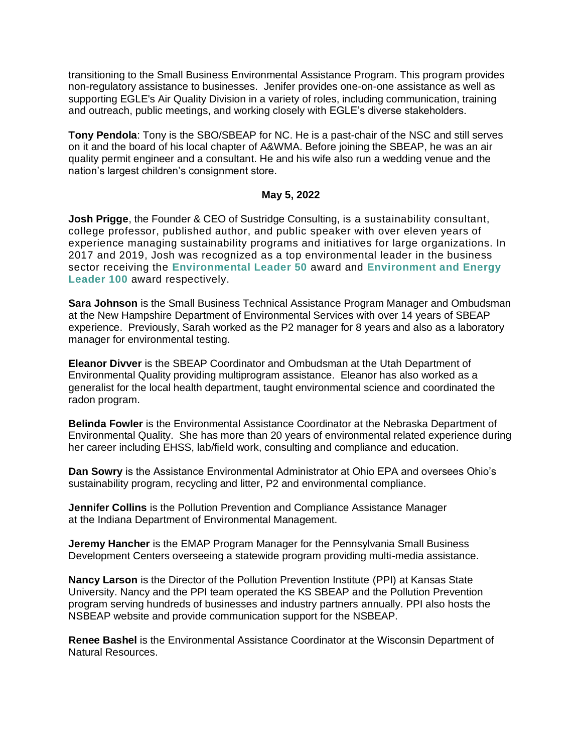transitioning to the Small Business Environmental Assistance Program. This program provides non-regulatory assistance to businesses. Jenifer provides one-on-one assistance as well as supporting EGLE's Air Quality Division in a variety of roles, including communication, training and outreach, public meetings, and working closely with EGLE's diverse stakeholders.

**Tony Pendola**: Tony is the SBO/SBEAP for NC. He is a past-chair of the NSC and still serves on it and the board of his local chapter of A&WMA. Before joining the SBEAP, he was an air quality permit engineer and a consultant. He and his wife also run a wedding venue and the nation's largest children's consignment store.

**May 5, 2022**

**Josh Prigge**, the Founder & CEO of Sustridge Consulting, is a sustainability consultant, college professor, published author, and public speaker with over eleven years of experience managing sustainability programs and initiatives for large organizations. In 2017 and 2019, Josh was recognized as a top environmental leader in the business sector receiving the **Environmental Leader 50** award and **Environment and Energy Leader 100** award respectively.

**Sara Johnson** is the Small Business Technical Assistance Program Manager and Ombudsman at the New Hampshire Department of Environmental Services with over 14 years of SBEAP experience. Previously, Sarah worked as the P2 manager for 8 years and also as a laboratory manager for environmental testing.

**Eleanor Divver** is the SBEAP Coordinator and Ombudsman at the Utah Department of Environmental Quality providing multiprogram assistance. Eleanor has also worked as a generalist for the local health department, taught environmental science and coordinated the radon program.

**Belinda Fowler** is the Environmental Assistance Coordinator at the Nebraska Department of Environmental Quality. She has more than 20 years of environmental related experience during her career including EHSS, lab/field work, consulting and compliance and education.

**Dan Sowry** is the Assistance Environmental Administrator at Ohio EPA and oversees Ohio's sustainability program, recycling and litter, P2 and environmental compliance.

**Jennifer Collins** is the Pollution Prevention and Compliance Assistance Manager at the Indiana Department of Environmental Management.

**Jeremy Hancher** is the EMAP Program Manager for the Pennsylvania Small Business Development Centers overseeing a statewide program providing multi-media assistance.

**Nancy Larson** is the Director of the Pollution Prevention Institute (PPI) at Kansas State University. Nancy and the PPI team operated the KS SBEAP and the Pollution Prevention program serving hundreds of businesses and industry partners annually. PPI also hosts the NSBEAP website and provide communication support for the NSBEAP.

**Renee Bashel** is the Environmental Assistance Coordinator at the Wisconsin Department of Natural Resources.